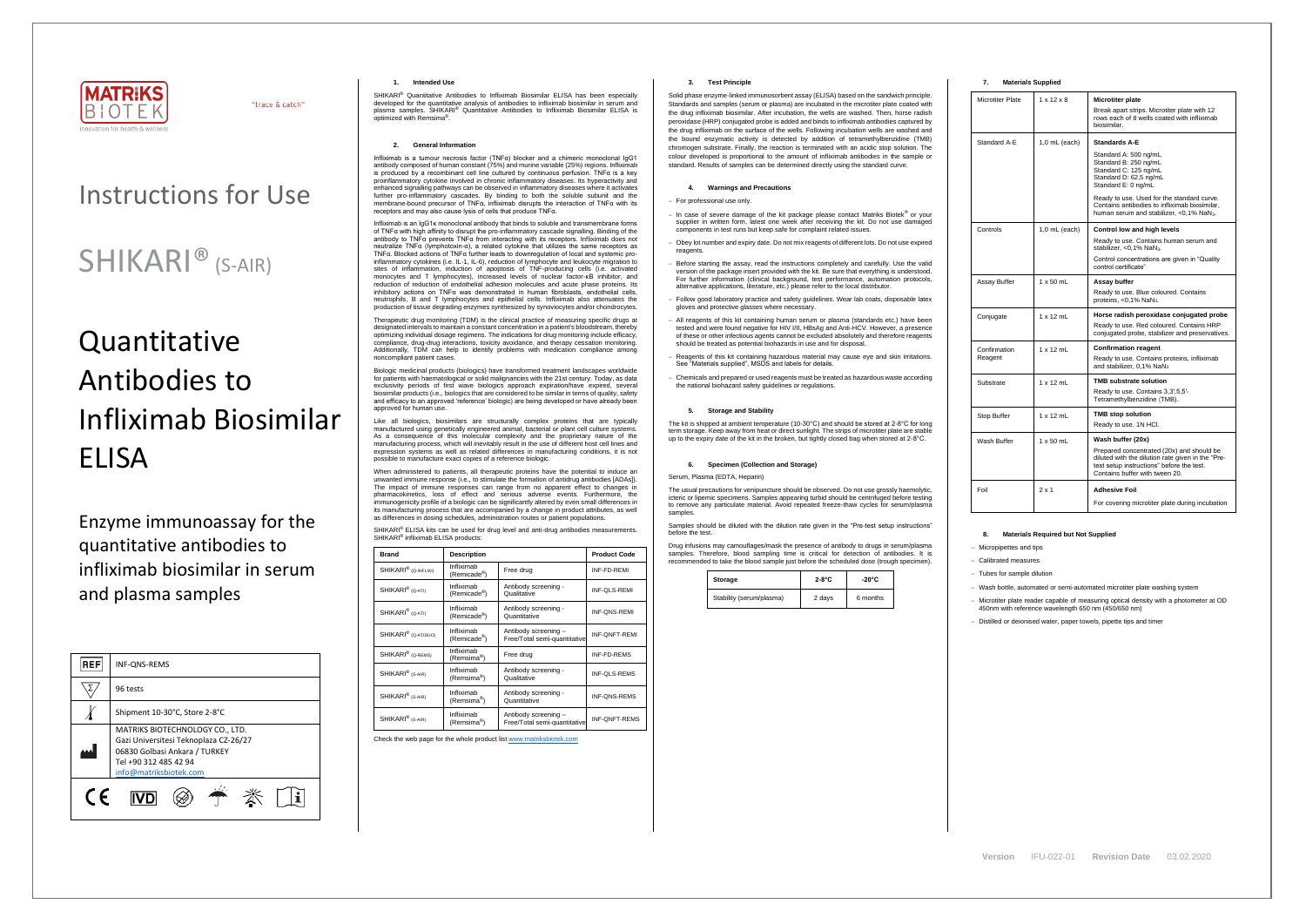MATRIKS BIOTEK

Innovation for health & wellness

"trace & catch"

# Instructions for Use

# SHIKARI® (S-AIR)

# Quantitative Antibodies to Infliximab Biosimilar ELISA

Enzyme immunoassay for the quantitative antibodies to infliximab biosimilar in serum and plasma samples

| | |
|---|---|
| REF | INF-QNS-REMS |
| Σ | 96 tests |
| | Shipment 10-30°C, Store 2-8°C |
| | MATRIKS BIOTECHNOLOGY CO., LTD.<br>Gazi Universitesi Teknoplaza CZ-26/27<br>06830 Golbasi Ankara / TURKEY<br>Tel +90 312 485 42 94<br>info@matriksbiotek.com |

CE IVD

## 1. Intended Use

SHIKARI® Quantitative Antibodies to Infliximab Biosimilar ELISA has been especially developed for the quantitative analysis of antibodies to infliximab biosimilar in serum and plasma samples. SHIKARI® Quantitative Antibodies to Infliximab Biosimilar ELISA is optimized with Remsima®.

## 2. General Information

Infliximab is a tumour necrosis factor (TNFα) blocker and a chimeric monoclonal IgG1 antibody composed of human constant (75%) and murine variable (25%) regions. Infliximab is produced by a recombinant cell line cultured by continuous perfusion. TNFα is a key proinflammatory cytokine involved in chronic inflammatory diseases. Its hyperactivity and enhanced signalling pathways can be observed in inflammatory diseases where it activates further pro-inflammatory cascades. By binding to both the soluble subunit and the membrane-bound precursor of TNFα, infliximab disrupts the interaction of TNFα with its receptors and may also cause lysis of cells that produce TNFα.

Infliximab is an IgG1κ monoclonal antibody that binds to soluble and transmembrane forms of TNFα with high affinity to disrupt the pro-inflammatory cascade signalling. Binding of the antibody to TNFα prevents TNFα from interacting with its receptors. Infliximab does not neutralize TNFβ (lymphotoxin-α), a related cytokine that utilizes the same receptors as TNFα. Blocked actions of TNFα further leads to downregulation of local and systemic pro-inflammatory cytokines (i.e. IL-1, IL-6), reduction of lymphocyte and leukocyte migration to sites of inflammation, induction of apoptosis of TNF-producing cells (i.e. activated monocytes and T lymphocytes), increased levels of nuclear factor-κB inhibitor, and reduction of reduction of endothelial adhesion molecules and acute phase proteins. Its inhibitory actions on TNFα was demonstrated in human fibroblasts, endothelial cells, neutrophils, B and T lymphocytes and epithelial cells. Infliximab also attenuates the production of tissue degrading enzymes synthesized by synoviocytes and/or chondrocytes.

Therapeutic drug monitoring (TDM) is the clinical practice of measuring specific drugs at designated intervals to maintain a constant concentration in a patient's bloodstream, thereby optimizing individual dosage regimens. The indications for drug monitoring include efficacy, compliance, drug-drug interactions, toxicity avoidance, and therapy cessation monitoring. Additionally, TDM can help to identify problems with medication compliance among noncompliant patient cases.

Biologic medicinal products (biologics) have transformed treatment landscapes worldwide for patients with haematological or solid malignancies with the 21st century. Today, as data exclusivity periods of first wave biologics approach expiration/have expired, several biosimilar products (i.e., biologics that are considered to be similar in terms of quality, safety and efficacy to an approved 'reference' biologic) are being developed or have already been approved for human use.

Like all biologics, biosimilars are structurally complex proteins that are typically manufactured using genetically engineered animal, bacterial or plant cell culture systems. As a consequence of this molecular complexity and the proprietary nature of the manufacturing process, which will inevitably result in the use of different host cell lines and expression systems as well as related differences in manufacturing conditions, it is not possible to manufacture exact copies of a reference biologic.

When administered to patients, all therapeutic proteins have the potential to induce an unwanted immune response (i.e., to stimulate the formation of antidrug antibodies [ADAs]). The impact of immune responses can range from no apparent effect to changes in pharmacokinetics, loss of effect and serious adverse events. Furthermore, the immunogenicity profile of a biologic can be significantly altered by even small differences in its manufacturing process that are accompanied by a change in product attributes, as well as differences in dosing schedules, administration routes or patient populations.

SHIKARI® ELISA kits can be used for drug level and anti-drug antibodies measurements. SHIKARI® infliximab ELISA products:

| Brand | Description | | Product Code |
|---|---|---|---|
| SHIKARI® (Q-INFLIXI) | Infliximab (Remicade®) | Free drug | INF-FD-REMI |
| SHIKARI® (Q-ATI) | Infliximab (Remicade®) | Antibody screening - Qualitative | INF-QLS-REMI |
| SHIKARI® (Q-ATI) | Infliximab (Remicade®) | Antibody screening - Quantitative | INF-QNS-REMI |
| SHIKARI® (Q-ATIDUO) | Infliximab (Remicade®) | Antibody screening – Free/Total semi-quantitative | INF-QNFT-REMI |
| SHIKARI® (Q-REMS) | Infliximab (Remsima®) | Free drug | INF-FD-REMS |
| SHIKARI® (S-AIR) | Infliximab (Remsima®) | Antibody screening - Qualitative | INF-QLS-REMS |
| SHIKARI® (S-AIR) | Infliximab (Remsima®) | Antibody screening - Quantitative | INF-QNS-REMS |
| SHIKARI® (S-AIR) | Infliximab (Remsima®) | Antibody screening – Free/Total semi-quantitative | INF-QNFT-REMS |

Check the web page for the whole product list www.matriksbiotek.com

## 3. Test Principle

Solid phase enzyme-linked immunosorbent assay (ELISA) based on the sandwich principle. Standards and samples (serum or plasma) are incubated in the microtiter plate coated with the drug infliximab biosimilar. After incubation, the wells are washed. Then, horse radish peroxidase (HRP) conjugated probe is added and binds to infliximab antibodies captured by the drug infliximab on the surface of the wells. Following incubation wells are washed and the bound enzymatic activity is detected by addition of tetramethylbenzidine (TMB) chromogen substrate. Finally, the reaction is terminated with an acidic stop solution. The colour developed is proportional to the amount of infliximab antibodies in the sample or standard. Results of samples can be determined directly using the standard curve.

## 4. Warnings and Precautions

- For professional use only.
- In case of severe damage of the kit package please contact Matriks Biotek® or your supplier in written form, latest one week after receiving the kit. Do not use damaged components in test runs but keep safe for complaint related issues.
- Obey lot number and expiry date. Do not mix reagents of different lots. Do not use expired reagents.
- Before starting the assay, read the instructions completely and carefully. Use the valid version of the package insert provided with the kit. Be sure that everything is understood. For further information (clinical background, test performance, automation protocols, alternative applications, literature, etc.) please refer to the local distributor.
- Follow good laboratory practice and safety guidelines. Wear lab coats, disposable latex gloves and protective glasses where necessary.
- All reagents of this kit containing human serum or plasma (standards etc.) have been tested and were found negative for HIV I/II, HBsAg and Anti-HCV. However, a presence of these or other infectious agents cannot be excluded absolutely and therefore reagents should be treated as potential biohazards in use and for disposal.
- Reagents of this kit containing hazardous material may cause eye and skin irritations. See "Materials supplied", MSDS and labels for details.
- Chemicals and prepared or used reagents must be treated as hazardous waste according the national biohazard safety guidelines or regulations.

## 5. Storage and Stability

The kit is shipped at ambient temperature (10-30°C) and should be stored at 2-8°C for long term storage. Keep away from heat or direct sunlight. The strips of microtiter plate are stable up to the expiry date of the kit in the broken, but tightly closed bag when stored at 2-8°C.

## 6. Specimen (Collection and Storage)

Serum, Plasma (EDTA, Heparin)

The usual precautions for venipuncture should be observed. Do not use grossly haemolytic, icteric or lipemic specimens. Samples appearing turbid should be centrifuged before testing to remove any particulate material. Avoid repeated freeze-thaw cycles for serum/plasma samples.

Samples should be diluted with the dilution rate given in the "Pre-test setup instructions" before the test.

Drug infusions may camouflages/mask the presence of antibody to drugs in serum/plasma samples. Therefore, blood sampling time is critical for detection of antibodies. It is recommended to take the blood sample just before the scheduled dose (trough specimen).

| Storage | 2-8°C | -20°C |
|---|---|---|
| Stability (serum/plasma) | 2 days | 6 months |

## 7. Materials Supplied

| | | |
|---|---|---|
| Microtiter Plate | 1 x 12 x 8 | **Microtiter plate**<br>Break apart strips. Microtiter plate with 12 rows each of 8 wells coated with infliximab biosimilar. |
| Standard A-E | 1,0 mL (each) | **Standards A-E**<br>Standard A: 500 ng/mL<br>Standard B: 250 ng/mL<br>Standard C: 125 ng/mL<br>Standard D: 62,5 ng/mL<br>Standard E: 0 ng/mL<br>Ready to use. Used for the standard curve. Contains antibodies to infliximab biosimilar, human serum and stabilizer, <0,1% $NaN_3$. |
| Controls | 1,0 mL (each) | **Control low and high levels**<br>Ready to use. Contains human serum and stabilizer, <0,1% $NaN_3$.<br>Control concentrations are given in "Quality control certificate" |
| Assay Buffer | 1 x 50 mL | **Assay buffer**<br>Ready to use. Blue coloured. Contains proteins, <0,1% $NaN_3$. |
| Conjugate | 1 x 12 mL | **Horse radish peroxidase conjugated probe**<br>Ready to use. Red coloured. Contains HRP conjugated probe, stabilizer and preservatives. |
| Confirmation Reagent | 1 x 12 mL | **Confirmation reagent**<br>Ready to use. Contains proteins, infliximab and stabilizer, 0,1% $NaN_3$ |
| Substrate | 1 x 12 mL | **TMB substrate solution**<br>Ready to use. Contains 3,3',5,5'-Tetramethylbenzidine (TMB). |
| Stop Buffer | 1 x 12 mL | **TMB stop solution**<br>Ready to use. 1N HCl. |
| Wash Buffer | 1 x 50 mL | **Wash buffer (20x)**<br>Prepared concentrated (20x) and should be diluted with the dilution rate given in the "Pre-test setup instructions" before the test. Contains buffer with tween 20. |
| Foil | 2 x 1 | **Adhesive Foil**<br>For covering microtiter plate during incubation |

## 8. Materials Required but Not Supplied

- Micropipettes and tips
- Calibrated measures
- Tubes for sample dilution
- Wash bottle, automated or semi-automated microtiter plate washing system
- Microtiter plate reader capable of measuring optical density with a photometer at OD 450nm with reference wavelength 650 nm (450/650 nm)
- Distilled or deionised water, paper towels, pipette tips and timer

Version IFU-022-01 Revision Date 03.02.2020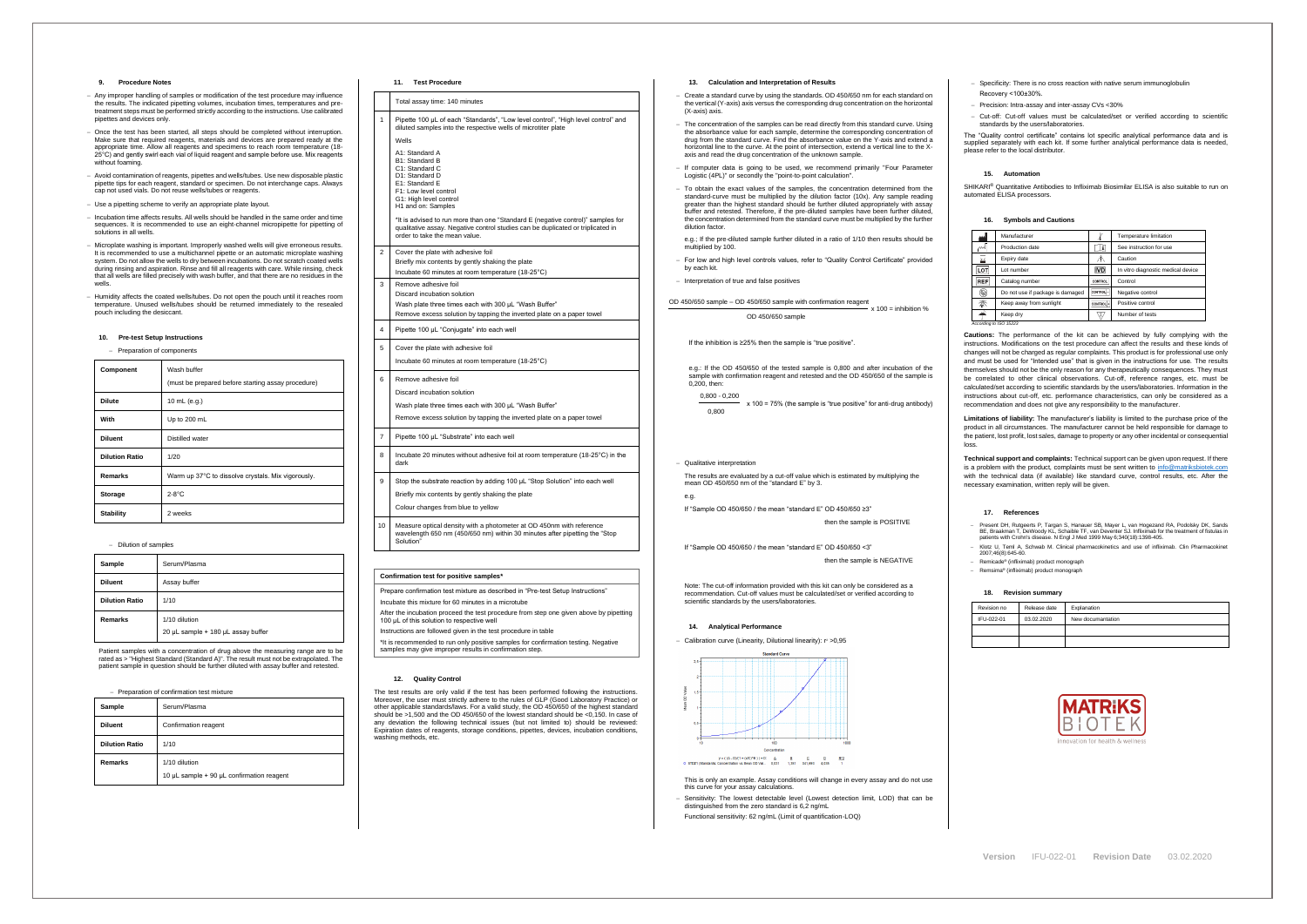## 9. Procedure Notes

- Any improper handling of samples or modification of the test procedure may influence the results. The indicated pipetting volumes, incubation times, temperatures and pre-treatment steps must be performed strictly according to the instructions. Use calibrated pipettes and devices only.
- Once the test has been started, all steps should be completed without interruption. Make sure that required reagents, materials and devices are prepared ready at the appropriate time. Allow all reagents and specimens to reach room temperature (18-25°C) and gently swirl each vial of liquid reagent and sample before use. Mix reagents without foaming.
- Avoid contamination of reagents, pipettes and wells/tubes. Use new disposable plastic pipette tips for each reagent, standard or specimen. Do not interchange caps. Always cap not used vials. Do not reuse wells/tubes or reagents.
- Use a pipetting scheme to verify an appropriate plate layout.
- Incubation time affects results. All wells should be handled in the same order and time sequences. It is recommended to use an eight-channel micropipette for pipetting of solutions in all wells.
- Microplate washing is important. Improperly washed wells will give erroneous results. It is recommended to use a multichannel pipette or an automatic microplate washing system. Do not allow the wells to dry between incubations. Do not scratch coated wells during rinsing and aspiration. Rinse and fill all reagents with care. While rinsing, check that all wells are filled precisely with wash buffer, and that there are no residues in the wells.
- Humidity affects the coated wells/tubes. Do not open the pouch until it reaches room temperature. Unused wells/tubes should be returned immediately to the resealed pouch including the desiccant.

## 10. Pre-test Setup Instructions

- Preparation of components

| Component | Wash buffer (must be prepared before starting assay procedure) |
|---|---|
| Dilute | 10 mL (e.g.) |
| With | Up to 200 mL |
| Diluent | Distilled water |
| Dilution Ratio | 1/20 |
| Remarks | Warm up 37°C to dissolve crystals. Mix vigorously. |
| Storage | 2-8°C |
| Stability | 2 weeks |

- Dilution of samples

| Sample | Serum/Plasma |
|---|---|
| Diluent | Assay buffer |
| Dilution Ratio | 1/10 |
| Remarks | 1/10 dilution<br>20 µL sample + 180 µL assay buffer |

Patient samples with a concentration of drug above the measuring range are to be rated as > "Highest Standard (Standard A)". The result must not be extrapolated. The patient sample in question should be further diluted with assay buffer and retested.

- Preparation of confirmation test mixture

| Sample | Serum/Plasma |
|---|---|
| Diluent | Confirmation reagent |
| Dilution Ratio | 1/10 |
| Remarks | 1/10 dilution<br>10 µL sample + 90 µL confirmation reagent |

## 11. Test Procedure

| | Total assay time: 140 minutes |
|---|---|
| 1 | Pipette 100 µL of each "Standards", "Low level control", "High level control" and diluted samples into the respective wells of microtiter plate<br>Wells<br>A1: Standard A<br>B1: Standard B<br>C1: Standard C<br>D1: Standard D<br>E1: Standard E<br>F1: Low level control<br>G1: High level control<br>H1 and on: Samples<br>*It is advised to run more than one "Standard E (negative control)" samples for qualitative assay. Negative control studies can be duplicated or triplicated in order to take the mean value. |
| 2 | Cover the plate with adhesive foil<br>Briefly mix contents by gently shaking the plate<br>Incubate 60 minutes at room temperature (18-25°C) |
| 3 | Remove adhesive foil<br>Discard incubation solution<br>Wash plate three times each with 300 µL "Wash Buffer"<br>Remove excess solution by tapping the inverted plate on a paper towel |
| 4 | Pipette 100 µL "Conjugate" into each well |
| 5 | Cover the plate with adhesive foil<br>Incubate 60 minutes at room temperature (18-25°C) |
| 6 | Remove adhesive foil<br>Discard incubation solution<br>Wash plate three times each with 300 µL "Wash Buffer"<br>Remove excess solution by tapping the inverted plate on a paper towel |
| 7 | Pipette 100 µL "Substrate" into each well |
| 8 | Incubate 20 minutes without adhesive foil at room temperature (18-25°C) in the dark |
| 9 | Stop the substrate reaction by adding 100 µL "Stop Solution" into each well<br>Briefly mix contents by gently shaking the plate<br>Colour changes from blue to yellow |
| 10 | Measure optical density with a photometer at OD 450nm with reference wavelength 650 nm (450/650 nm) within 30 minutes after pipetting the "Stop Solution" |

| Confirmation test for positive samples* |
|---|
| Prepare confirmation test mixture as described in "Pre-test Setup Instructions"<br>Incubate this mixture for 60 minutes in a microtube<br>After the incubation proceed the test procedure from step one given above by pipetting 100 µL of this solution to respective well<br>Instructions are followed given in the test procedure in table<br>*It is recommended to run only positive samples for confirmation testing. Negative samples may give improper results in confirmation step. |

## 12. Quality Control

The test results are only valid if the test has been performed following the instructions. Moreover, the user must strictly adhere to the rules of GLP (Good Laboratory Practice) or other applicable standards/laws. For a valid study, the OD 450/650 of the highest standard should be >1,500 and the OD 450/650 of the lowest standard should be <0,150. In case of any deviation the following technical issues (but not limited to) should be reviewed: Expiration dates of reagents, storage conditions, pipettes, devices, incubation conditions, washing methods, etc.

## 13. Calculation and Interpretation of Results

- Create a standard curve by using the standards. OD 450/650 nm for each standard on the vertical (Y-axis) axis versus the corresponding drug concentration on the horizontal (X-axis) axis.
- The concentration of the samples can be read directly from this standard curve. Using the absorbance value for each sample, determine the corresponding concentration of drug from the standard curve. Find the absorbance value on the Y-axis and extend a horizontal line to the curve. At the point of intersection, extend a vertical line to the X-axis and read the drug concentration of the unknown sample.
- If computer data is going to be used, we recommend primarily "Four Parameter Logistic (4PL)" or secondly the "point-to-point calculation".
- To obtain the exact values of the samples, the concentration determined from the standard-curve must be multiplied by the dilution factor (10x). Any sample reading greater than the highest standard should be further diluted appropriately with assay buffer and retested. Therefore, if the pre-diluted samples have been further diluted, the concentration determined from the standard curve must be multiplied by the further dilution factor.

  e.g.; If the pre-diluted sample further diluted in a ratio of 1/10 then results should be multiplied by 100.
- For low and high level controls values, refer to "Quality Control Certificate" provided by each kit.
- Interpretation of true and false positives

$$\frac{\text{OD 450/650 sample} - \text{OD 450/650 sample with confirmation reagent}}{\text{OD 450/650 sample}} \times 100 = \text{inhibition \%}$$

If the inhibition is ≥25% then the sample is "true positive".

e.g.: If the OD 450/650 of the tested sample is 0,800 and after incubation of the sample with confirmation reagent and retested and the OD 450/650 of the sample is 0,200, then:

$$\frac{0{,}800 - 0{,}200}{0{,}800} \times 100 = 75\%$$ (the sample is "true positive" for anti-drug antibody)

- Qualitative interpretation

The results are evaluated by a cut-off value which is estimated by multiplying the mean OD 450/650 nm of the "standard E" by 3.

e.g.

If "Sample OD 450/650 / the mean "standard E" OD 450/650 ≥3" then the sample is POSITIVE

If "Sample OD 450/650 / the mean "standard E" OD 450/650 <3" then the sample is NEGATIVE

Note: The cut-off information provided with this kit can only be considered as a recommendation. Cut-off values must be calculated/set or verified according to scientific standards by the users/laboratories.

## 14. Analytical Performance

- Calibration curve (Linearity, Dilutional linearity): $r^2$ >0,95

Standard Curve

Mean OD Value

Concentration

This is only an example. Assay conditions will change in every assay and do not use this curve for your assay calculations.

- Sensitivity: The lowest detectable level (Lowest detection limit, LOD) that can be distinguished from the zero standard is 6,2 ng/mL

  Functional sensitivity: 62 ng/mL (Limit of quantification-LOQ)
- Specificity: There is no cross reaction with native serum immunoglobulin Recovery <100±30%.
- Precision: Intra-assay and inter-assay CVs <30%
- Cut-off: Cut-off values must be calculated/set or verified according to scientific standards by the users/laboratories.

The "Quality control certificate" contains lot specific analytical performance data and is supplied separately with each kit. If some further analytical performance data is needed, please refer to the local distributor.

## 15. Automation

SHIKARI® Quantitative Antibodies to Infliximab Biosimilar ELISA is also suitable to run on automated ELISA processors.

## 16. Symbols and Cautions

| | | | |
|---|---|---|---|
| | Manufacturer | | Temperature limitation |
| | Production date | | See instruction for use |
| | Expiry date | | Caution |
| LOT | Lot number | IVD | In vitro diagnostic medical device |
| REF | Catalog number | CONTROL | Control |
| | Do not use if package is damaged | CONTROL - | Negative control |
| | Keep away from sunlight | CONTROL + | Positive control |
| | Keep dry | | Number of tests |

According to ISO 15223

**Cautions:** The performance of the kit can be achieved by fully complying with the instructions. Modifications on the test procedure can affect the results and these kinds of changes will not be charged as regular complaints. This product is for professional use only and must be used for "Intended use" that is given in the instructions for use. The results themselves should not be the only reason for any therapeutically consequences. They must be correlated to other clinical observations. Cut-off, reference ranges, etc. must be calculated/set according to scientific standards by the users/laboratories. Information in the instructions about cut-off, etc. performance characteristics, can only be considered as a recommendation and does not give any responsibility to the manufacturer.

**Limitations of liability:** The manufacturer's liability is limited to the purchase price of the product in all circumstances. The manufacturer cannot be held responsible for damage to the patient, lost profit, lost sales, damage to property or any other incidental or consequential loss.

**Technical support and complaints:** Technical support can be given upon request. If there is a problem with the product, complaints must be sent written to info@matriksbiotek.com with the technical data (if available) like standard curve, control results, etc. After the necessary examination, written reply will be given.

## 17. References

- Present DH, Rutgeerts P, Targan S, Hanauer SB, Mayer L, van Hogezand RA, Podolsky DK, Sands BE, Braakman T, DeWoody KL, Schaible TF, van Deventer SJ. Infliximab for the treatment of fistulas in patients with Crohn's disease. N Engl J Med 1999 May 6;340(18):1398-405.
- Klotz U, Teml A, Schwab M. Clinical pharmacokinetics and use of infliximab. Clin Pharmacokinet 2007;46(8):645-60.
- Remicade® (infliximab) product monograph
- Remsima® (infliximab) product monograph

## 18. Revision summary

| Revision no | Release date | Explanation |
|---|---|---|
| IFU-022-01 | 03.02.2020 | New documantation |
| | | |
| | | |

MATRIKS BIOTEK
Innovation for health & wellness

Version IFU-022-01 Revision Date 03.02.2020